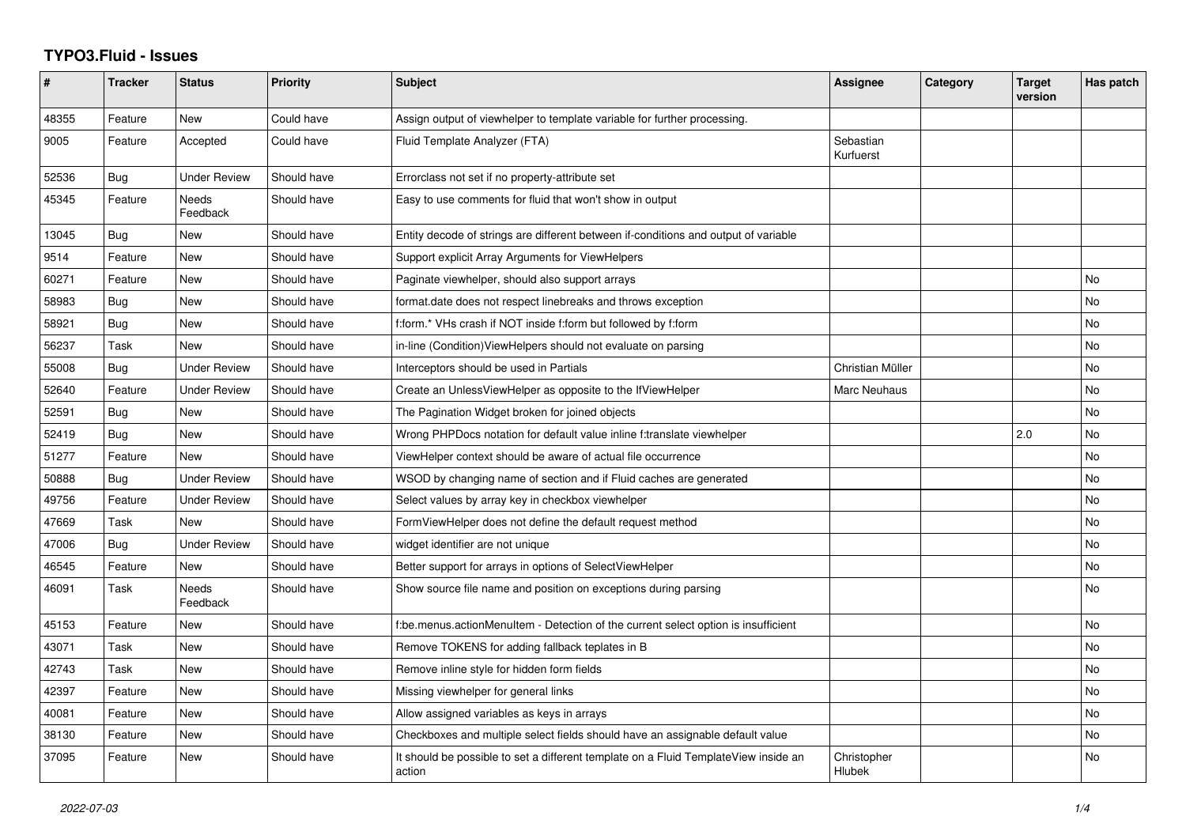# TYPO3.Fluid - Issues

| # | Tracker | Status | Priority | Subject | Assignee | Category | Target version | Has patch |
|---|---|---|---|---|---|---|---|---|
| 48355 | Feature | New | Could have | Assign output of viewhelper to template variable for further processing. | | | | |
| 9005 | Feature | Accepted | Could have | Fluid Template Analyzer (FTA) | Sebastian Kurfuerst | | | |
| 52536 | Bug | Under Review | Should have | Errorclass not set if no property-attribute set | | | | |
| 45345 | Feature | Needs Feedback | Should have | Easy to use comments for fluid that won't show in output | | | | |
| 13045 | Bug | New | Should have | Entity decode of strings are different between if-conditions and output of variable | | | | |
| 9514 | Feature | New | Should have | Support explicit Array Arguments for ViewHelpers | | | | |
| 60271 | Feature | New | Should have | Paginate viewhelper, should also support arrays | | | | No |
| 58983 | Bug | New | Should have | format.date does not respect linebreaks and throws exception | | | | No |
| 58921 | Bug | New | Should have | f:form.* VHs crash if NOT inside f:form but followed by f:form | | | | No |
| 56237 | Task | New | Should have | in-line (Condition)ViewHelpers should not evaluate on parsing | | | | No |
| 55008 | Bug | Under Review | Should have | Interceptors should be used in Partials | Christian Müller | | | No |
| 52640 | Feature | Under Review | Should have | Create an UnlessViewHelper as opposite to the IfViewHelper | Marc Neuhaus | | | No |
| 52591 | Bug | New | Should have | The Pagination Widget broken for joined objects | | | | No |
| 52419 | Bug | New | Should have | Wrong PHPDocs notation for default value inline f:translate viewhelper | | | 2.0 | No |
| 51277 | Feature | New | Should have | ViewHelper context should be aware of actual file occurrence | | | | No |
| 50888 | Bug | Under Review | Should have | WSOD by changing name of section and if Fluid caches are generated | | | | No |
| 49756 | Feature | Under Review | Should have | Select values by array key in checkbox viewhelper | | | | No |
| 47669 | Task | New | Should have | FormViewHelper does not define the default request method | | | | No |
| 47006 | Bug | Under Review | Should have | widget identifier are not unique | | | | No |
| 46545 | Feature | New | Should have | Better support for arrays in options of SelectViewHelper | | | | No |
| 46091 | Task | Needs Feedback | Should have | Show source file name and position on exceptions during parsing | | | | No |
| 45153 | Feature | New | Should have | f:be.menus.actionMenuItem - Detection of the current select option is insufficient | | | | No |
| 43071 | Task | New | Should have | Remove TOKENS for adding fallback teplates in B | | | | No |
| 42743 | Task | New | Should have | Remove inline style for hidden form fields | | | | No |
| 42397 | Feature | New | Should have | Missing viewhelper for general links | | | | No |
| 40081 | Feature | New | Should have | Allow assigned variables as keys in arrays | | | | No |
| 38130 | Feature | New | Should have | Checkboxes and multiple select fields should have an assignable default value | | | | No |
| 37095 | Feature | New | Should have | It should be possible to set a different template on a Fluid TemplateView inside an action | Christopher Hlubek | | | No |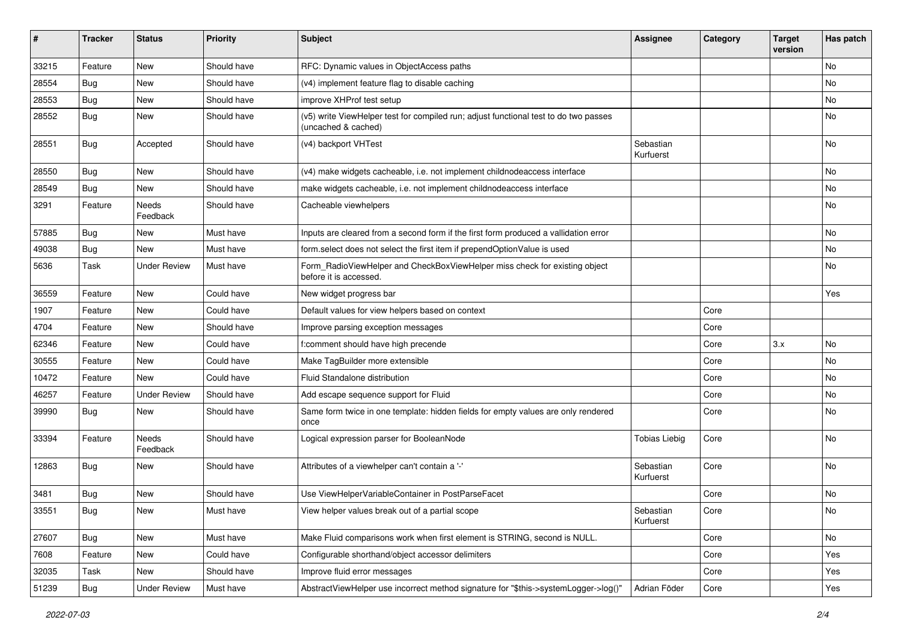| # | Tracker | Status | Priority | Subject | Assignee | Category | Target version | Has patch |
|---|---|---|---|---|---|---|---|---|
| 33215 | Feature | New | Should have | RFC: Dynamic values in ObjectAccess paths | | | | No |
| 28554 | Bug | New | Should have | (v4) implement feature flag to disable caching | | | | No |
| 28553 | Bug | New | Should have | improve XHProf test setup | | | | No |
| 28552 | Bug | New | Should have | (v5) write ViewHelper test for compiled run; adjust functional test to do two passes (uncached & cached) | | | | No |
| 28551 | Bug | Accepted | Should have | (v4) backport VHTest | Sebastian Kurfuerst | | | No |
| 28550 | Bug | New | Should have | (v4) make widgets cacheable, i.e. not implement childnodeaccess interface | | | | No |
| 28549 | Bug | New | Should have | make widgets cacheable, i.e. not implement childnodeaccess interface | | | | No |
| 3291 | Feature | Needs Feedback | Should have | Cacheable viewhelpers | | | | No |
| 57885 | Bug | New | Must have | Inputs are cleared from a second form if the first form produced a vallidation error | | | | No |
| 49038 | Bug | New | Must have | form.select does not select the first item if prependOptionValue is used | | | | No |
| 5636 | Task | Under Review | Must have | Form_RadioViewHelper and CheckBoxViewHelper miss check for existing object before it is accessed. | | | | No |
| 36559 | Feature | New | Could have | New widget progress bar | | | | Yes |
| 1907 | Feature | New | Could have | Default values for view helpers based on context | | Core | | |
| 4704 | Feature | New | Should have | Improve parsing exception messages | | Core | | |
| 62346 | Feature | New | Could have | f:comment should have high precende | | Core | 3.x | No |
| 30555 | Feature | New | Could have | Make TagBuilder more extensible | | Core | | No |
| 10472 | Feature | New | Could have | Fluid Standalone distribution | | Core | | No |
| 46257 | Feature | Under Review | Should have | Add escape sequence support for Fluid | | Core | | No |
| 39990 | Bug | New | Should have | Same form twice in one template: hidden fields for empty values are only rendered once | | Core | | No |
| 33394 | Feature | Needs Feedback | Should have | Logical expression parser for BooleanNode | Tobias Liebig | Core | | No |
| 12863 | Bug | New | Should have | Attributes of a viewhelper can't contain a '-' | Sebastian Kurfuerst | Core | | No |
| 3481 | Bug | New | Should have | Use ViewHelperVariableContainer in PostParseFacet | | Core | | No |
| 33551 | Bug | New | Must have | View helper values break out of a partial scope | Sebastian Kurfuerst | Core | | No |
| 27607 | Bug | New | Must have | Make Fluid comparisons work when first element is STRING, second is NULL. | | Core | | No |
| 7608 | Feature | New | Could have | Configurable shorthand/object accessor delimiters | | Core | | Yes |
| 32035 | Task | New | Should have | Improve fluid error messages | | Core | | Yes |
| 51239 | Bug | Under Review | Must have | AbstractViewHelper use incorrect method signature for "$this->systemLogger->log()" | Adrian Föder | Core | | Yes |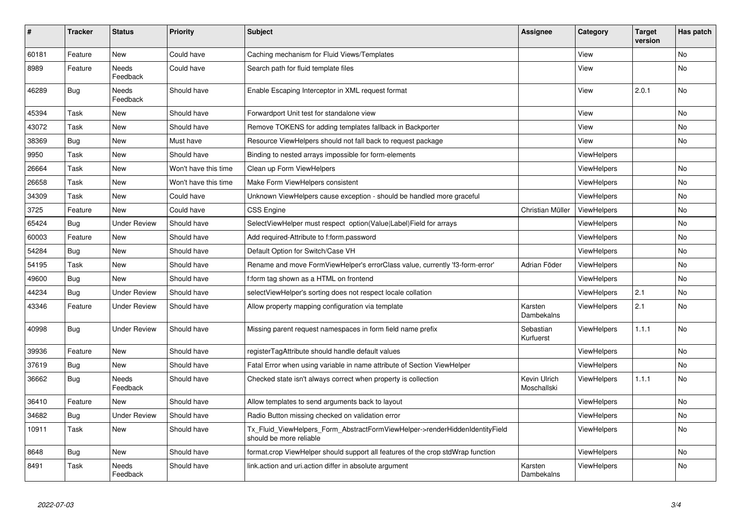| # | Tracker | Status | Priority | Subject | Assignee | Category | Target version | Has patch |
|---|---|---|---|---|---|---|---|---|
| 60181 | Feature | New | Could have | Caching mechanism for Fluid Views/Templates | | View | | No |
| 8989 | Feature | Needs Feedback | Could have | Search path for fluid template files | | View | | No |
| 46289 | Bug | Needs Feedback | Should have | Enable Escaping Interceptor in XML request format | | View | 2.0.1 | No |
| 45394 | Task | New | Should have | Forwardport Unit test for standalone view | | View | | No |
| 43072 | Task | New | Should have | Remove TOKENS for adding templates fallback in Backporter | | View | | No |
| 38369 | Bug | New | Must have | Resource ViewHelpers should not fall back to request package | | View | | No |
| 9950 | Task | New | Should have | Binding to nested arrays impossible for form-elements | | ViewHelpers | | |
| 26664 | Task | New | Won't have this time | Clean up Form ViewHelpers | | ViewHelpers | | No |
| 26658 | Task | New | Won't have this time | Make Form ViewHelpers consistent | | ViewHelpers | | No |
| 34309 | Task | New | Could have | Unknown ViewHelpers cause exception - should be handled more graceful | | ViewHelpers | | No |
| 3725 | Feature | New | Could have | CSS Engine | Christian Müller | ViewHelpers | | No |
| 65424 | Bug | Under Review | Should have | SelectViewHelper must respect option(Value\|Label)Field for arrays | | ViewHelpers | | No |
| 60003 | Feature | New | Should have | Add required-Attribute to f:form.password | | ViewHelpers | | No |
| 54284 | Bug | New | Should have | Default Option for Switch/Case VH | | ViewHelpers | | No |
| 54195 | Task | New | Should have | Rename and move FormViewHelper's errorClass value, currently 'f3-form-error' | Adrian Föder | ViewHelpers | | No |
| 49600 | Bug | New | Should have | f:form tag shown as a HTML on frontend | | ViewHelpers | | No |
| 44234 | Bug | Under Review | Should have | selectViewHelper's sorting does not respect locale collation | | ViewHelpers | 2.1 | No |
| 43346 | Feature | Under Review | Should have | Allow property mapping configuration via template | Karsten Dambekalns | ViewHelpers | 2.1 | No |
| 40998 | Bug | Under Review | Should have | Missing parent request namespaces in form field name prefix | Sebastian Kurfuerst | ViewHelpers | 1.1.1 | No |
| 39936 | Feature | New | Should have | registerTagAttribute should handle default values | | ViewHelpers | | No |
| 37619 | Bug | New | Should have | Fatal Error when using variable in name attribute of Section ViewHelper | | ViewHelpers | | No |
| 36662 | Bug | Needs Feedback | Should have | Checked state isn't always correct when property is collection | Kevin Ulrich Moschallski | ViewHelpers | 1.1.1 | No |
| 36410 | Feature | New | Should have | Allow templates to send arguments back to layout | | ViewHelpers | | No |
| 34682 | Bug | Under Review | Should have | Radio Button missing checked on validation error | | ViewHelpers | | No |
| 10911 | Task | New | Should have | Tx_Fluid_ViewHelpers_Form_AbstractFormViewHelper->renderHiddenIdentityField should be more reliable | | ViewHelpers | | No |
| 8648 | Bug | New | Should have | format.crop ViewHelper should support all features of the crop stdWrap function | | ViewHelpers | | No |
| 8491 | Task | Needs Feedback | Should have | link.action and uri.action differ in absolute argument | Karsten Dambekalns | ViewHelpers | | No |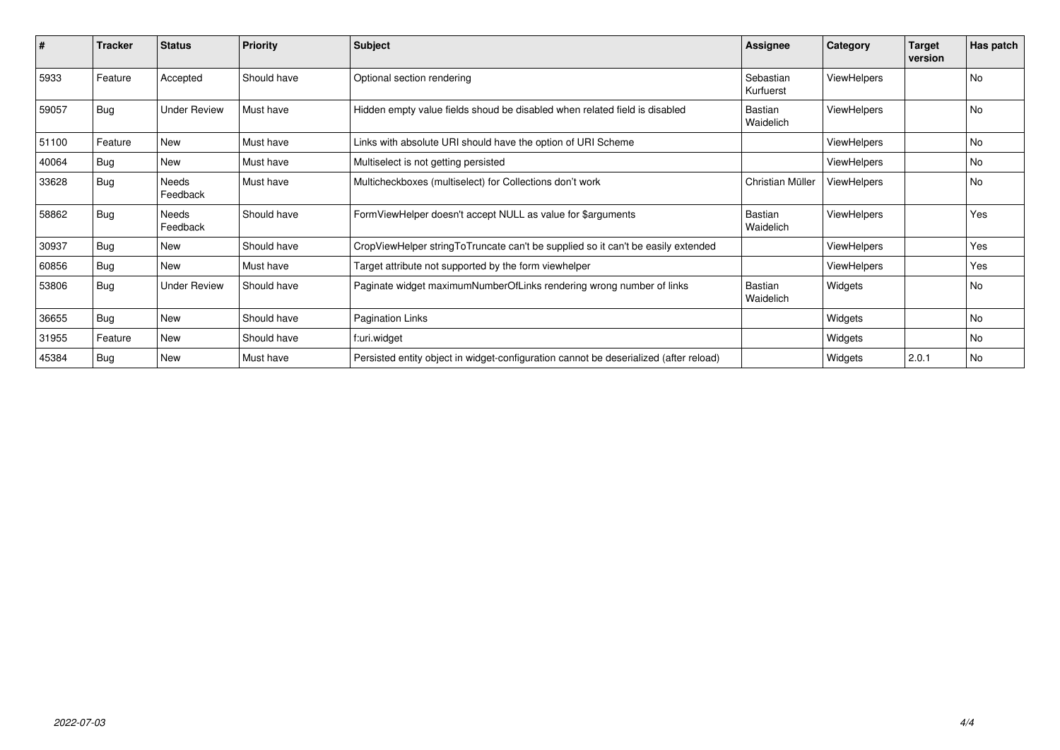| # | Tracker | Status | Priority | Subject | Assignee | Category | Target version | Has patch |
|---|---|---|---|---|---|---|---|---|
| 5933 | Feature | Accepted | Should have | Optional section rendering | Sebastian Kurfuerst | ViewHelpers | | No |
| 59057 | Bug | Under Review | Must have | Hidden empty value fields shoud be disabled when related field is disabled | Bastian Waidelich | ViewHelpers | | No |
| 51100 | Feature | New | Must have | Links with absolute URI should have the option of URI Scheme | | ViewHelpers | | No |
| 40064 | Bug | New | Must have | Multiselect is not getting persisted | | ViewHelpers | | No |
| 33628 | Bug | Needs Feedback | Must have | Multicheckboxes (multiselect) for Collections don't work | Christian Müller | ViewHelpers | | No |
| 58862 | Bug | Needs Feedback | Should have | FormViewHelper doesn't accept NULL as value for $arguments | Bastian Waidelich | ViewHelpers | | Yes |
| 30937 | Bug | New | Should have | CropViewHelper stringToTruncate can't be supplied so it can't be easily extended | | ViewHelpers | | Yes |
| 60856 | Bug | New | Must have | Target attribute not supported by the form viewhelper | | ViewHelpers | | Yes |
| 53806 | Bug | Under Review | Should have | Paginate widget maximumNumberOfLinks rendering wrong number of links | Bastian Waidelich | Widgets | | No |
| 36655 | Bug | New | Should have | Pagination Links | | Widgets | | No |
| 31955 | Feature | New | Should have | f:uri.widget | | Widgets | | No |
| 45384 | Bug | New | Must have | Persisted entity object in widget-configuration cannot be deserialized (after reload) | | Widgets | 2.0.1 | No |

2022-07-03